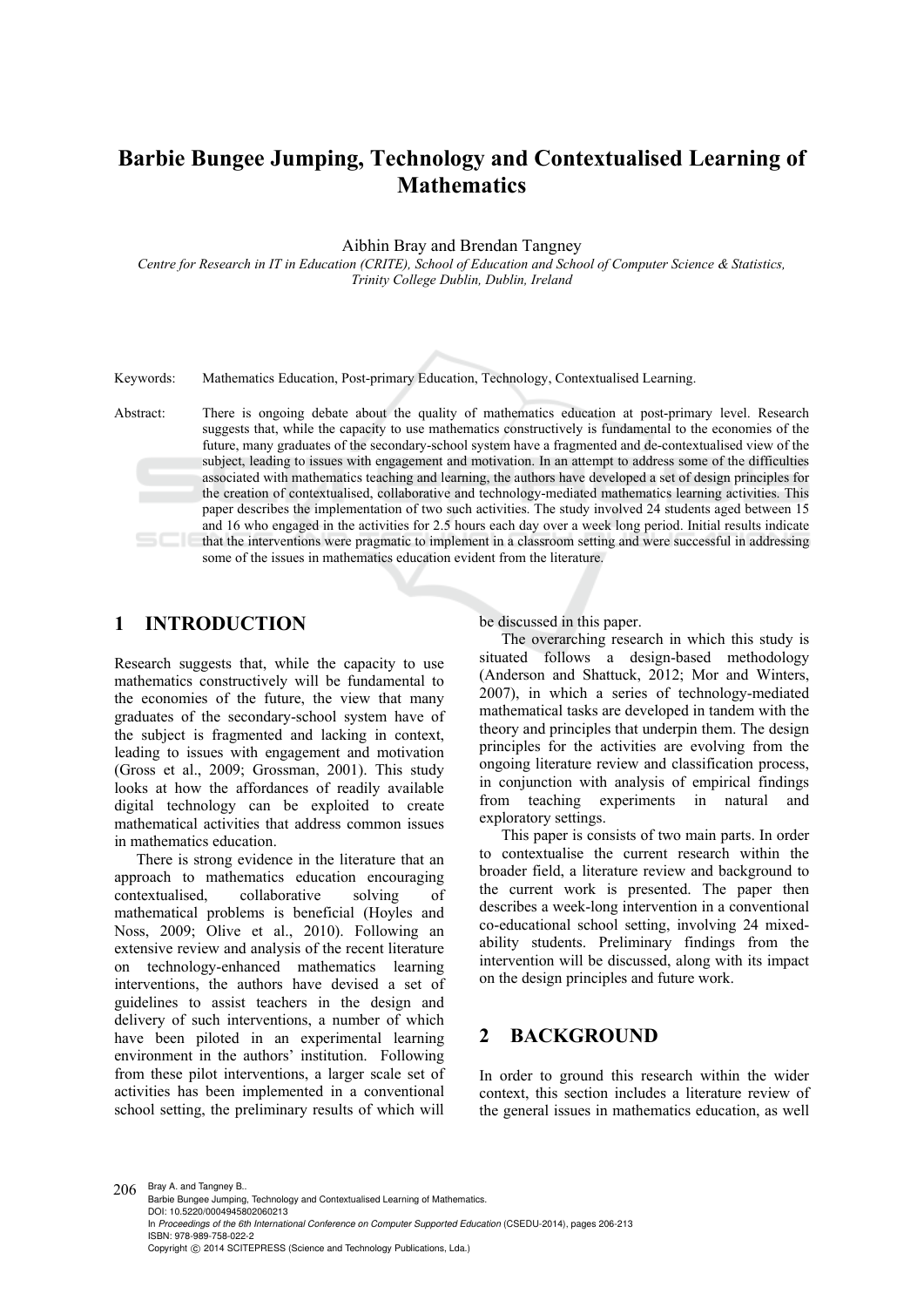# Barbie Bungee Jumping, Technology and Contextualised Learning of Mathematics

Aibhin Bray and Brendan Tangney

*Centre for Research in IT in Education (CRITE), School of Education and School of Computer Science & Statistics, Trinity College Dublin, Dublin, Ireland*

Keywords: Mathematics Education, Post-primary Education, Technology, Contextualised Learning.

Abstract: There is ongoing debate about the quality of mathematics education at post-primary level. Research suggests that, while the capacity to use mathematics constructively is fundamental to the economies of the future, many graduates of the secondary-school system have a fragmented and de-contextualised view of the subject, leading to issues with engagement and motivation. In an attempt to address some of the difficulties associated with mathematics teaching and learning, the authors have developed a set of design principles for the creation of contextualised, collaborative and technology-mediated mathematics learning activities. This paper describes the implementation of two such activities. The study involved 24 students aged between 15 and 16 who engaged in the activities for 2.5 hours each day over a week long period. Initial results indicate that the interventions were pragmatic to implement in a classroom setting and were successful in addressing some of the issues in mathematics education evident from the literature.

## 1 INTRODUCTION

Research suggests that, while the capacity to use mathematics constructively will be fundamental to the economies of the future, the view that many graduates of the secondary-school system have of the subject is fragmented and lacking in context, leading to issues with engagement and motivation (Gross et al., 2009; Grossman, 2001). This study looks at how the affordances of readily available digital technology can be exploited to create mathematical activities that address common issues in mathematics education.

There is strong evidence in the literature that an approach to mathematics education encouraging contextualised, collaborative solving of mathematical problems is beneficial (Hoyles and Noss, 2009; Olive et al., 2010). Following an extensive review and analysis of the recent literature on technology-enhanced mathematics learning interventions, the authors have devised a set of guidelines to assist teachers in the design and delivery of such interventions, a number of which have been piloted in an experimental learning environment in the authors' institution. Following from these pilot interventions, a larger scale set of activities has been implemented in a conventional school setting, the preliminary results of which will be discussed in this paper.

The overarching research in which this study is situated follows a design-based methodology (Anderson and Shattuck, 2012; Mor and Winters, 2007), in which a series of technology-mediated mathematical tasks are developed in tandem with the theory and principles that underpin them. The design principles for the activities are evolving from the ongoing literature review and classification process, in conjunction with analysis of empirical findings from teaching experiments in natural and exploratory settings.

This paper is consists of two main parts. In order to contextualise the current research within the broader field, a literature review and background to the current work is presented. The paper then describes a week-long intervention in a conventional co-educational school setting, involving 24 mixed-ability students. Preliminary findings from the intervention will be discussed, along with its impact on the design principles and future work.

## 2 BACKGROUND

In order to ground this research within the wider context, this section includes a literature review of the general issues in mathematics education, as well

Bray A. and Tangney B..
Barbie Bungee Jumping, Technology and Contextualised Learning of Mathematics.
DOI: 10.5220/0004945802060213
In *Proceedings of the 6th International Conference on Computer Supported Education* (CSEDU-2014), pages 206-213
ISBN: 978-989-758-022-2
Copyright © 2014 SCITEPRESS (Science and Technology Publications, Lda.)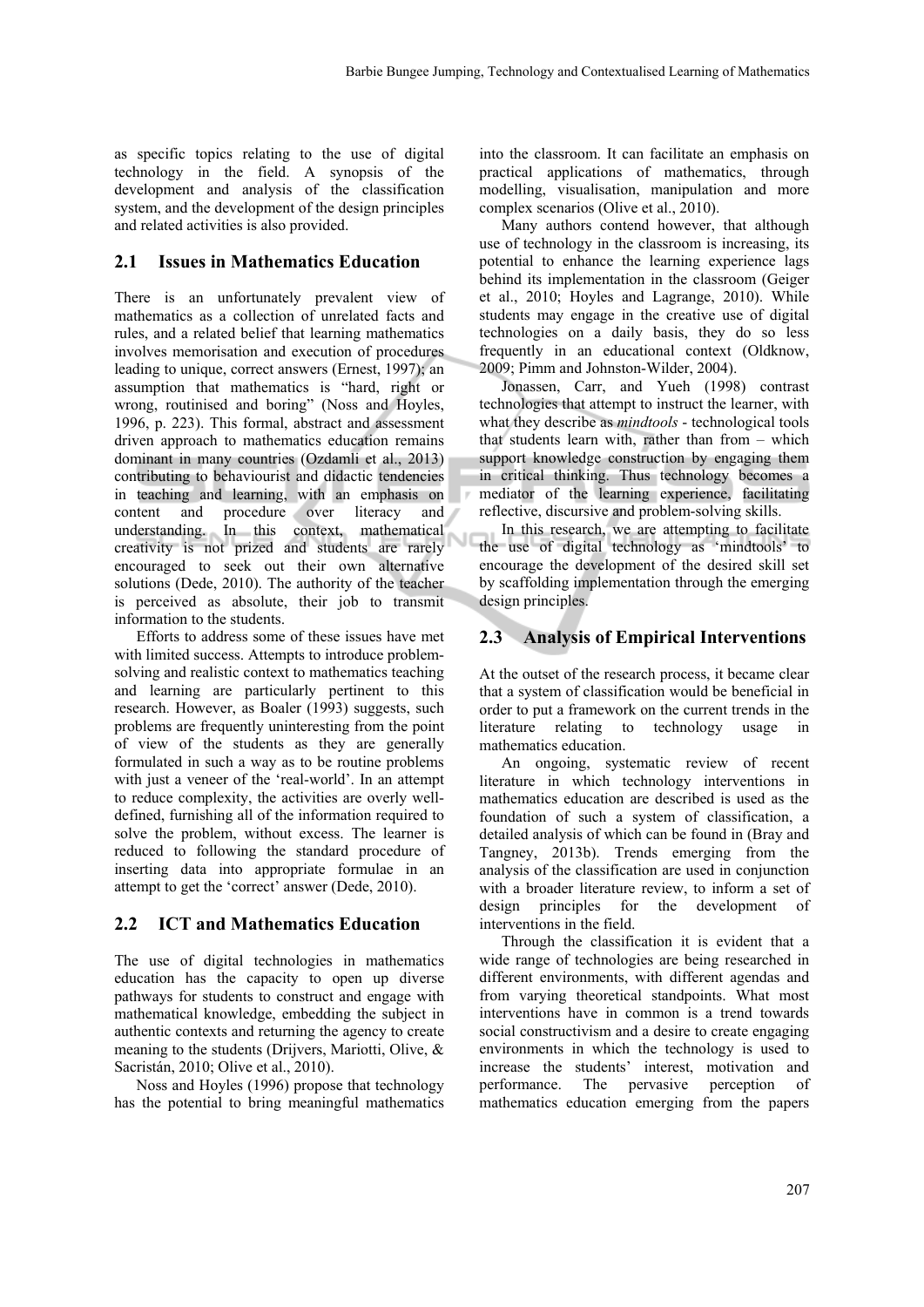as specific topics relating to the use of digital technology in the field. A synopsis of the development and analysis of the classification system, and the development of the design principles and related activities is also provided.

## 2.1 Issues in Mathematics Education

There is an unfortunately prevalent view of mathematics as a collection of unrelated facts and rules, and a related belief that learning mathematics involves memorisation and execution of procedures leading to unique, correct answers (Ernest, 1997); an assumption that mathematics is "hard, right or wrong, routinised and boring" (Noss and Hoyles, 1996, p. 223). This formal, abstract and assessment driven approach to mathematics education remains dominant in many countries (Ozdamli et al., 2013) contributing to behaviourist and didactic tendencies in teaching and learning, with an emphasis on content and procedure over literacy and understanding. In this context, mathematical creativity is not prized and students are rarely encouraged to seek out their own alternative solutions (Dede, 2010). The authority of the teacher is perceived as absolute, their job to transmit information to the students.

Efforts to address some of these issues have met with limited success. Attempts to introduce problem-solving and realistic context to mathematics teaching and learning are particularly pertinent to this research. However, as Boaler (1993) suggests, such problems are frequently uninteresting from the point of view of the students as they are generally formulated in such a way as to be routine problems with just a veneer of the 'real-world'. In an attempt to reduce complexity, the activities are overly well-defined, furnishing all of the information required to solve the problem, without excess. The learner is reduced to following the standard procedure of inserting data into appropriate formulae in an attempt to get the 'correct' answer (Dede, 2010).

## 2.2 ICT and Mathematics Education

The use of digital technologies in mathematics education has the capacity to open up diverse pathways for students to construct and engage with mathematical knowledge, embedding the subject in authentic contexts and returning the agency to create meaning to the students (Drijvers, Mariotti, Olive, & Sacristán, 2010; Olive et al., 2010).

Noss and Hoyles (1996) propose that technology has the potential to bring meaningful mathematics into the classroom. It can facilitate an emphasis on practical applications of mathematics, through modelling, visualisation, manipulation and more complex scenarios (Olive et al., 2010).

Many authors contend however, that although use of technology in the classroom is increasing, its potential to enhance the learning experience lags behind its implementation in the classroom (Geiger et al., 2010; Hoyles and Lagrange, 2010). While students may engage in the creative use of digital technologies on a daily basis, they do so less frequently in an educational context (Oldknow, 2009; Pimm and Johnston-Wilder, 2004).

Jonassen, Carr, and Yueh (1998) contrast technologies that attempt to instruct the learner, with what they describe as *mindtools* - technological tools that students learn with, rather than from – which support knowledge construction by engaging them in critical thinking. Thus technology becomes a mediator of the learning experience, facilitating reflective, discursive and problem-solving skills.

In this research, we are attempting to facilitate the use of digital technology as 'mindtools' to encourage the development of the desired skill set by scaffolding implementation through the emerging design principles.

## 2.3 Analysis of Empirical Interventions

At the outset of the research process, it became clear that a system of classification would be beneficial in order to put a framework on the current trends in the literature relating to technology usage in mathematics education.

An ongoing, systematic review of recent literature in which technology interventions in mathematics education are described is used as the foundation of such a system of classification, a detailed analysis of which can be found in (Bray and Tangney, 2013b). Trends emerging from the analysis of the classification are used in conjunction with a broader literature review, to inform a set of design principles for the development of interventions in the field.

Through the classification it is evident that a wide range of technologies are being researched in different environments, with different agendas and from varying theoretical standpoints. What most interventions have in common is a trend towards social constructivism and a desire to create engaging environments in which the technology is used to increase the students' interest, motivation and performance. The pervasive perception of mathematics education emerging from the papers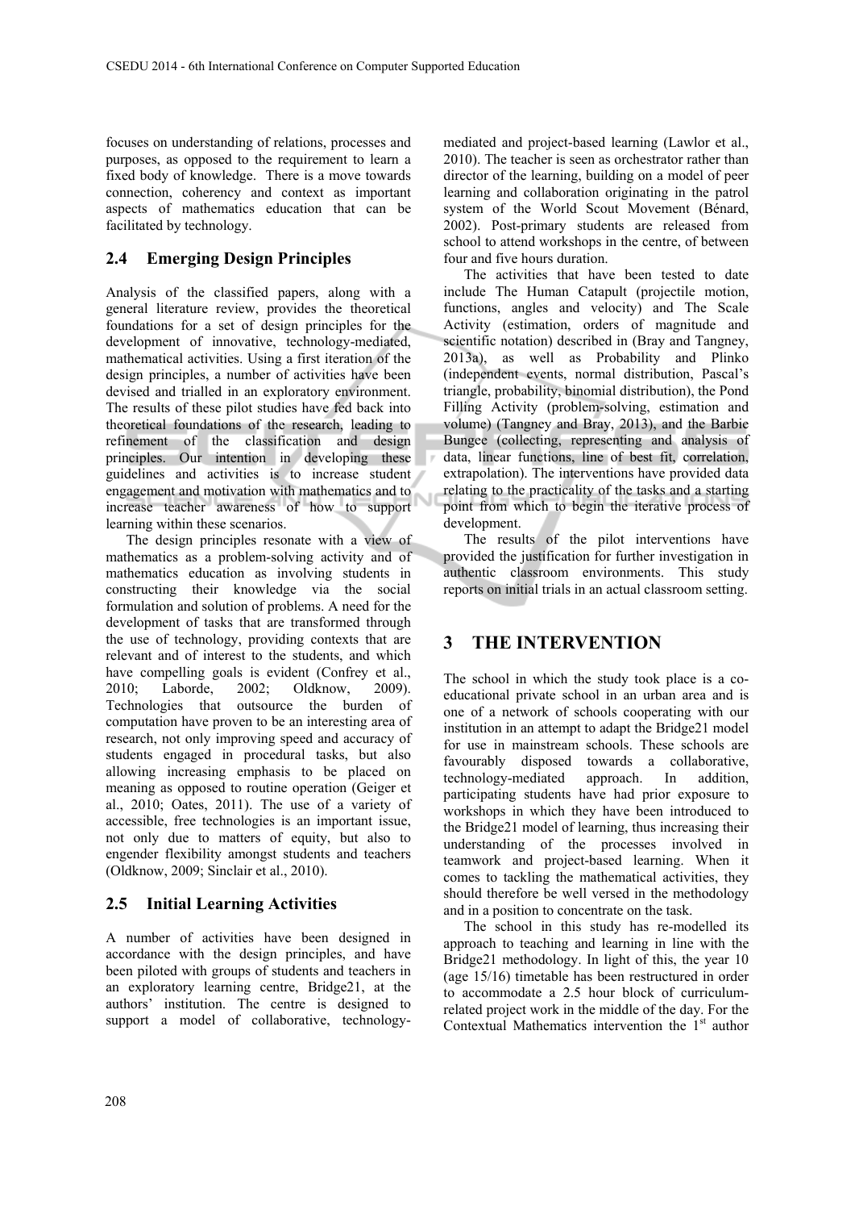focuses on understanding of relations, processes and purposes, as opposed to the requirement to learn a fixed body of knowledge. There is a move towards connection, coherency and context as important aspects of mathematics education that can be facilitated by technology.

## 2.4 Emerging Design Principles

Analysis of the classified papers, along with a general literature review, provides the theoretical foundations for a set of design principles for the development of innovative, technology-mediated, mathematical activities. Using a first iteration of the design principles, a number of activities have been devised and trialled in an exploratory environment. The results of these pilot studies have fed back into theoretical foundations of the research, leading to refinement of the classification and design principles. Our intention in developing these guidelines and activities is to increase student engagement and motivation with mathematics and to increase teacher awareness of how to support learning within these scenarios.

The design principles resonate with a view of mathematics as a problem-solving activity and of mathematics education as involving students in constructing their knowledge via the social formulation and solution of problems. A need for the development of tasks that are transformed through the use of technology, providing contexts that are relevant and of interest to the students, and which have compelling goals is evident (Confrey et al., 2010; Laborde, 2002; Oldknow, 2009). Technologies that outsource the burden of computation have proven to be an interesting area of research, not only improving speed and accuracy of students engaged in procedural tasks, but also allowing increasing emphasis to be placed on meaning as opposed to routine operation (Geiger et al., 2010; Oates, 2011). The use of a variety of accessible, free technologies is an important issue, not only due to matters of equity, but also to engender flexibility amongst students and teachers (Oldknow, 2009; Sinclair et al., 2010).

## 2.5 Initial Learning Activities

A number of activities have been designed in accordance with the design principles, and have been piloted with groups of students and teachers in an exploratory learning centre, Bridge21, at the authors' institution. The centre is designed to support a model of collaborative, technology-mediated and project-based learning (Lawlor et al., 2010). The teacher is seen as orchestrator rather than director of the learning, building on a model of peer learning and collaboration originating in the patrol system of the World Scout Movement (Bénard, 2002). Post-primary students are released from school to attend workshops in the centre, of between four and five hours duration.

The activities that have been tested to date include The Human Catapult (projectile motion, functions, angles and velocity) and The Scale Activity (estimation, orders of magnitude and scientific notation) described in (Bray and Tangney, 2013a), as well as Probability and Plinko (independent events, normal distribution, Pascal's triangle, probability, binomial distribution), the Pond Filling Activity (problem-solving, estimation and volume) (Tangney and Bray, 2013), and the Barbie Bungee (collecting, representing and analysis of data, linear functions, line of best fit, correlation, extrapolation). The interventions have provided data relating to the practicality of the tasks and a starting point from which to begin the iterative process of development.

The results of the pilot interventions have provided the justification for further investigation in authentic classroom environments. This study reports on initial trials in an actual classroom setting.

# 3 THE INTERVENTION

The school in which the study took place is a co-educational private school in an urban area and is one of a network of schools cooperating with our institution in an attempt to adapt the Bridge21 model for use in mainstream schools. These schools are favourably disposed towards a collaborative, technology-mediated approach. In addition, participating students have had prior exposure to workshops in which they have been introduced to the Bridge21 model of learning, thus increasing their understanding of the processes involved in teamwork and project-based learning. When it comes to tackling the mathematical activities, they should therefore be well versed in the methodology and in a position to concentrate on the task.

The school in this study has re-modelled its approach to teaching and learning in line with the Bridge21 methodology. In light of this, the year 10 (age 15/16) timetable has been restructured in order to accommodate a 2.5 hour block of curriculum-related project work in the middle of the day. For the Contextual Mathematics intervention the 1st author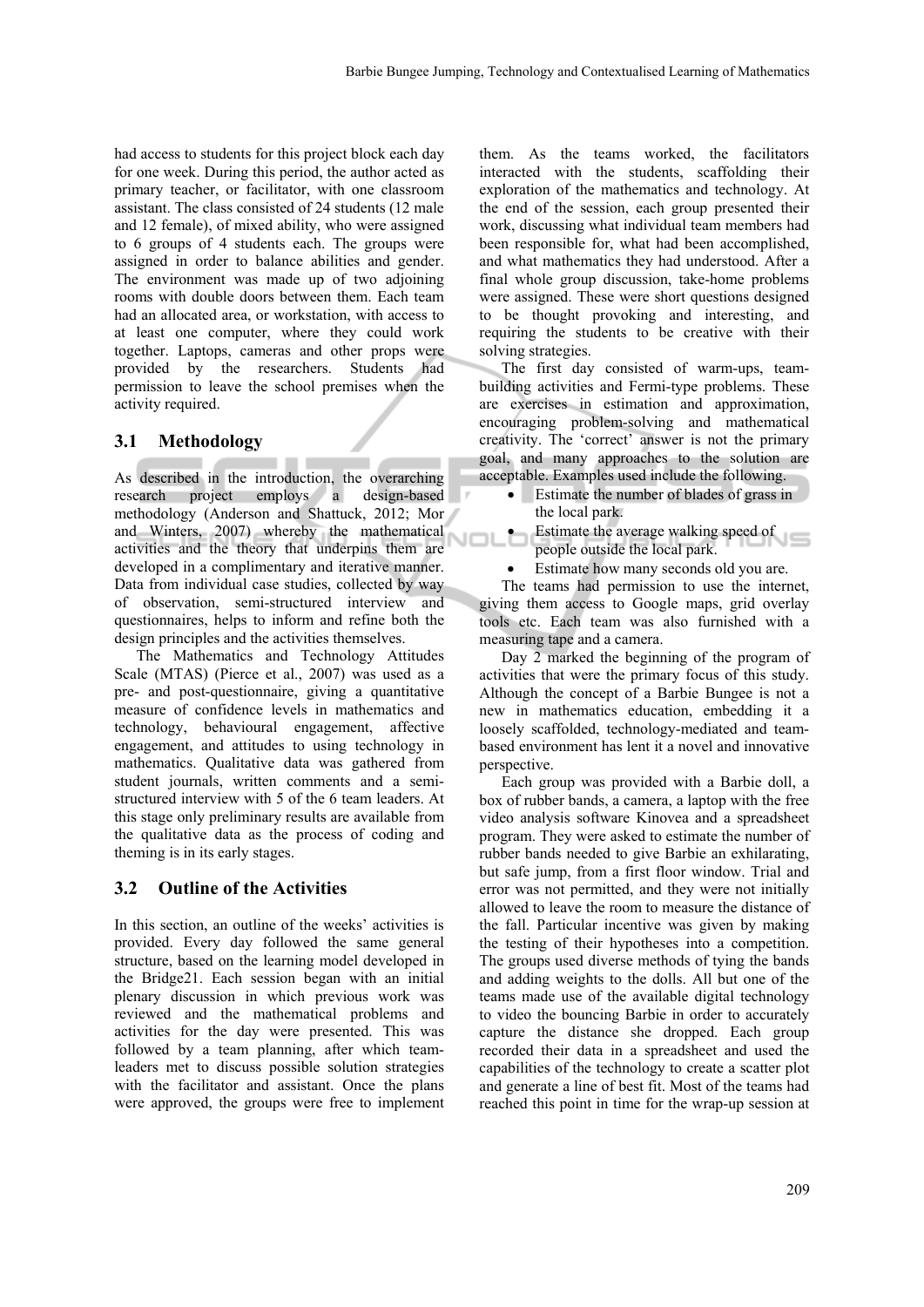had access to students for this project block each day for one week. During this period, the author acted as primary teacher, or facilitator, with one classroom assistant. The class consisted of 24 students (12 male and 12 female), of mixed ability, who were assigned to 6 groups of 4 students each. The groups were assigned in order to balance abilities and gender. The environment was made up of two adjoining rooms with double doors between them. Each team had an allocated area, or workstation, with access to at least one computer, where they could work together. Laptops, cameras and other props were provided by the researchers. Students had permission to leave the school premises when the activity required.

## 3.1 Methodology

As described in the introduction, the overarching research project employs a design-based methodology (Anderson and Shattuck, 2012; Mor and Winters, 2007) whereby the mathematical activities and the theory that underpins them are developed in a complimentary and iterative manner. Data from individual case studies, collected by way of observation, semi-structured interview and questionnaires, helps to inform and refine both the design principles and the activities themselves.

The Mathematics and Technology Attitudes Scale (MTAS) (Pierce et al., 2007) was used as a pre- and post-questionnaire, giving a quantitative measure of confidence levels in mathematics and technology, behavioural engagement, affective engagement, and attitudes to using technology in mathematics. Qualitative data was gathered from student journals, written comments and a semi-structured interview with 5 of the 6 team leaders. At this stage only preliminary results are available from the qualitative data as the process of coding and theming is in its early stages.

## 3.2 Outline of the Activities

In this section, an outline of the weeks' activities is provided. Every day followed the same general structure, based on the learning model developed in the Bridge21. Each session began with an initial plenary discussion in which previous work was reviewed and the mathematical problems and activities for the day were presented. This was followed by a team planning, after which team-leaders met to discuss possible solution strategies with the facilitator and assistant. Once the plans were approved, the groups were free to implement them. As the teams worked, the facilitators interacted with the students, scaffolding their exploration of the mathematics and technology. At the end of the session, each group presented their work, discussing what individual team members had been responsible for, what had been accomplished, and what mathematics they had understood. After a final whole group discussion, take-home problems were assigned. These were short questions designed to be thought provoking and interesting, and requiring the students to be creative with their solving strategies.

The first day consisted of warm-ups, team-building activities and Fermi-type problems. These are exercises in estimation and approximation, encouraging problem-solving and mathematical creativity. The 'correct' answer is not the primary goal, and many approaches to the solution are acceptable. Examples used include the following.

- Estimate the number of blades of grass in the local park.
- Estimate the average walking speed of people outside the local park.
- Estimate how many seconds old you are.

The teams had permission to use the internet, giving them access to Google maps, grid overlay tools etc. Each team was also furnished with a measuring tape and a camera.

Day 2 marked the beginning of the program of activities that were the primary focus of this study. Although the concept of a Barbie Bungee is not a new in mathematics education, embedding it a loosely scaffolded, technology-mediated and team-based environment has lent it a novel and innovative perspective.

Each group was provided with a Barbie doll, a box of rubber bands, a camera, a laptop with the free video analysis software Kinovea and a spreadsheet program. They were asked to estimate the number of rubber bands needed to give Barbie an exhilarating, but safe jump, from a first floor window. Trial and error was not permitted, and they were not initially allowed to leave the room to measure the distance of the fall. Particular incentive was given by making the testing of their hypotheses into a competition. The groups used diverse methods of tying the bands and adding weights to the dolls. All but one of the teams made use of the available digital technology to video the bouncing Barbie in order to accurately capture the distance she dropped. Each group recorded their data in a spreadsheet and used the capabilities of the technology to create a scatter plot and generate a line of best fit. Most of the teams had reached this point in time for the wrap-up session at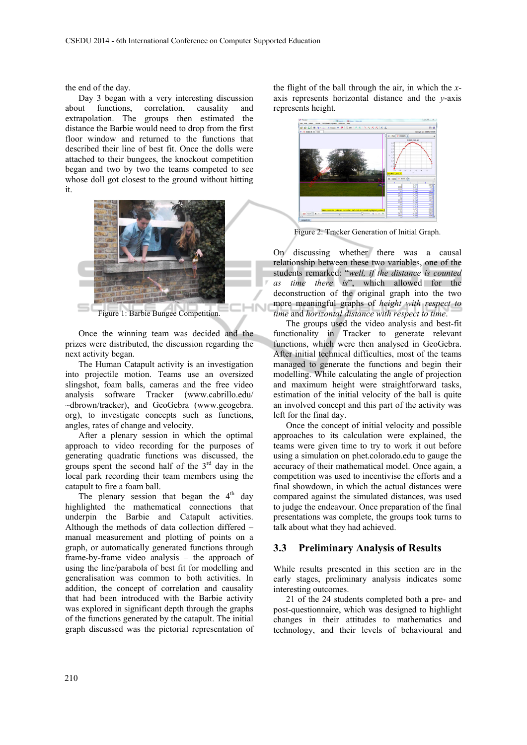the end of the day.

Day 3 began with a very interesting discussion about functions, correlation, causality and extrapolation. The groups then estimated the distance the Barbie would need to drop from the first floor window and returned to the functions that described their line of best fit. Once the dolls were attached to their bungees, the knockout competition began and two by two the teams competed to see whose doll got closest to the ground without hitting it.

Figure 1: Barbie Bungee Competition.

Once the winning team was decided and the prizes were distributed, the discussion regarding the next activity began.

The Human Catapult activity is an investigation into projectile motion. Teams use an oversized slingshot, foam balls, cameras and the free video analysis software Tracker (www.cabrillo.edu/~dbrown/tracker), and GeoGebra (www.geogebra.org), to investigate concepts such as functions, angles, rates of change and velocity.

After a plenary session in which the optimal approach to video recording for the purposes of generating quadratic functions was discussed, the groups spent the second half of the 3rd day in the local park recording their team members using the catapult to fire a foam ball.

The plenary session that began the 4th day highlighted the mathematical connections that underpin the Barbie and Catapult activities. Although the methods of data collection differed – manual measurement and plotting of points on a graph, or automatically generated functions through frame-by-frame video analysis – the approach of using the line/parabola of best fit for modelling and generalisation was common to both activities. In addition, the concept of correlation and causality that had been introduced with the Barbie activity was explored in significant depth through the graphs of the functions generated by the catapult. The initial graph discussed was the pictorial representation of the flight of the ball through the air, in which the *x*-axis represents horizontal distance and the *y*-axis represents height.

Figure 2: Tracker Generation of Initial Graph.

On discussing whether there was a causal relationship between these two variables, one of the students remarked: "*well, if the distance is counted as time there is*", which allowed for the deconstruction of the original graph into the two more meaningful graphs of *height with respect to time* and *horizontal distance with respect to time*.

The groups used the video analysis and best-fit functionality in Tracker to generate relevant functions, which were then analysed in GeoGebra. After initial technical difficulties, most of the teams managed to generate the functions and begin their modelling. While calculating the angle of projection and maximum height were straightforward tasks, estimation of the initial velocity of the ball is quite an involved concept and this part of the activity was left for the final day.

Once the concept of initial velocity and possible approaches to its calculation were explained, the teams were given time to try to work it out before using a simulation on phet.colorado.edu to gauge the accuracy of their mathematical model. Once again, a competition was used to incentivise the efforts and a final showdown, in which the actual distances were compared against the simulated distances, was used to judge the endeavour. Once preparation of the final presentations was complete, the groups took turns to talk about what they had achieved.

### 3.3 Preliminary Analysis of Results

While results presented in this section are in the early stages, preliminary analysis indicates some interesting outcomes.

21 of the 24 students completed both a pre- and post-questionnaire, which was designed to highlight changes in their attitudes to mathematics and technology, and their levels of behavioural and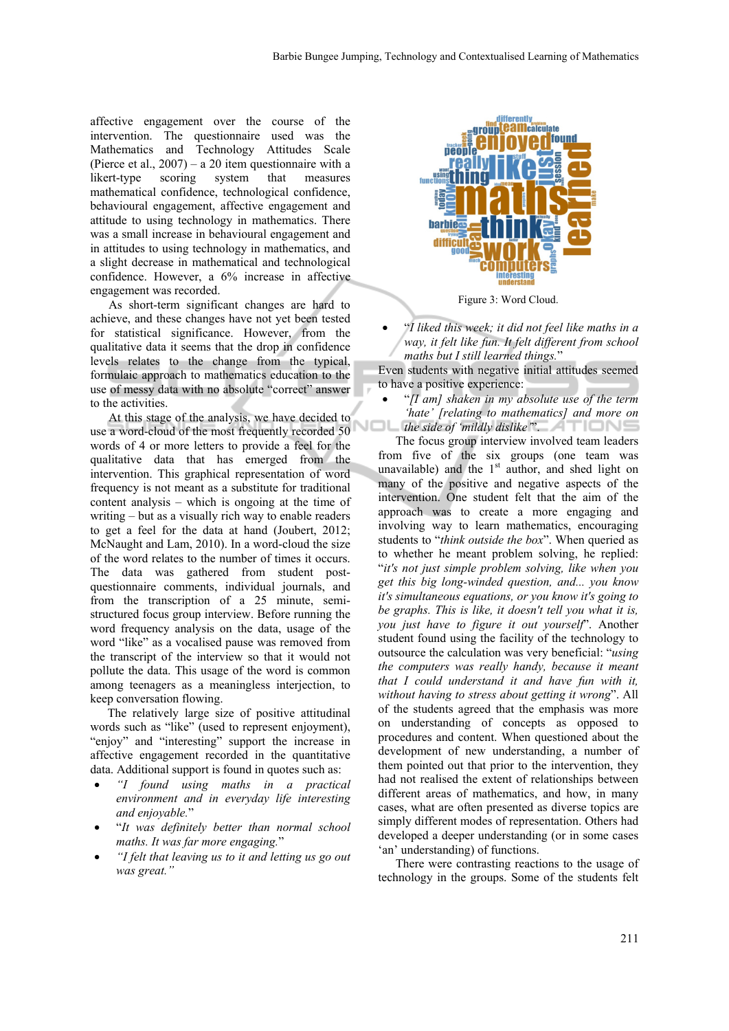affective engagement over the course of the intervention. The questionnaire used was the Mathematics and Technology Attitudes Scale (Pierce et al., 2007) – a 20 item questionnaire with a likert-type scoring system that measures mathematical confidence, technological confidence, behavioural engagement, affective engagement and attitude to using technology in mathematics. There was a small increase in behavioural engagement and in attitudes to using technology in mathematics, and a slight decrease in mathematical and technological confidence. However, a 6% increase in affective engagement was recorded.

As short-term significant changes are hard to achieve, and these changes have not yet been tested for statistical significance. However, from the qualitative data it seems that the drop in confidence levels relates to the change from the typical, formulaic approach to mathematics education to the use of messy data with no absolute "correct" answer to the activities.

At this stage of the analysis, we have decided to use a word-cloud of the most frequently recorded 50 words of 4 or more letters to provide a feel for the qualitative data that has emerged from the intervention. This graphical representation of word frequency is not meant as a substitute for traditional content analysis – which is ongoing at the time of writing – but as a visually rich way to enable readers to get a feel for the data at hand (Joubert, 2012; McNaught and Lam, 2010). In a word-cloud the size of the word relates to the number of times it occurs. The data was gathered from student post-questionnaire comments, individual journals, and from the transcription of a 25 minute, semi-structured focus group interview. Before running the word frequency analysis on the data, usage of the word "like" as a vocalised pause was removed from the transcript of the interview so that it would not pollute the data. This usage of the word is common among teenagers as a meaningless interjection, to keep conversation flowing.

The relatively large size of positive attitudinal words such as "like" (used to represent enjoyment), "enjoy" and "interesting" support the increase in affective engagement recorded in the quantitative data. Additional support is found in quotes such as:

- *"I found using maths in a practical environment and in everyday life interesting and enjoyable."*
- "*It was definitely better than normal school maths. It was far more engaging.*"
- *"I felt that leaving us to it and letting us go out was great."*

Figure 3: Word Cloud.

- "*I liked this week; it did not feel like maths in a way, it felt like fun. It felt different from school maths but I still learned things.*"

Even students with negative initial attitudes seemed to have a positive experience:

- "*[I am] shaken in my absolute use of the term 'hate' [relating to mathematics] and more on the side of 'mildly dislike'*".

The focus group interview involved team leaders from five of the six groups (one team was unavailable) and the 1st author, and shed light on many of the positive and negative aspects of the intervention. One student felt that the aim of the approach was to create a more engaging and involving way to learn mathematics, encouraging students to "*think outside the box*". When queried as to whether he meant problem solving, he replied: "*it's not just simple problem solving, like when you get this big long-winded question, and... you know it's simultaneous equations, or you know it's going to be graphs. This is like, it doesn't tell you what it is, you just have to figure it out yourself*". Another student found using the facility of the technology to outsource the calculation was very beneficial: "*using the computers was really handy, because it meant that I could understand it and have fun with it, without having to stress about getting it wrong*". All of the students agreed that the emphasis was more on understanding of concepts as opposed to procedures and content. When questioned about the development of new understanding, a number of them pointed out that prior to the intervention, they had not realised the extent of relationships between different areas of mathematics, and how, in many cases, what are often presented as diverse topics are simply different modes of representation. Others had developed a deeper understanding (or in some cases 'an' understanding) of functions.

There were contrasting reactions to the usage of technology in the groups. Some of the students felt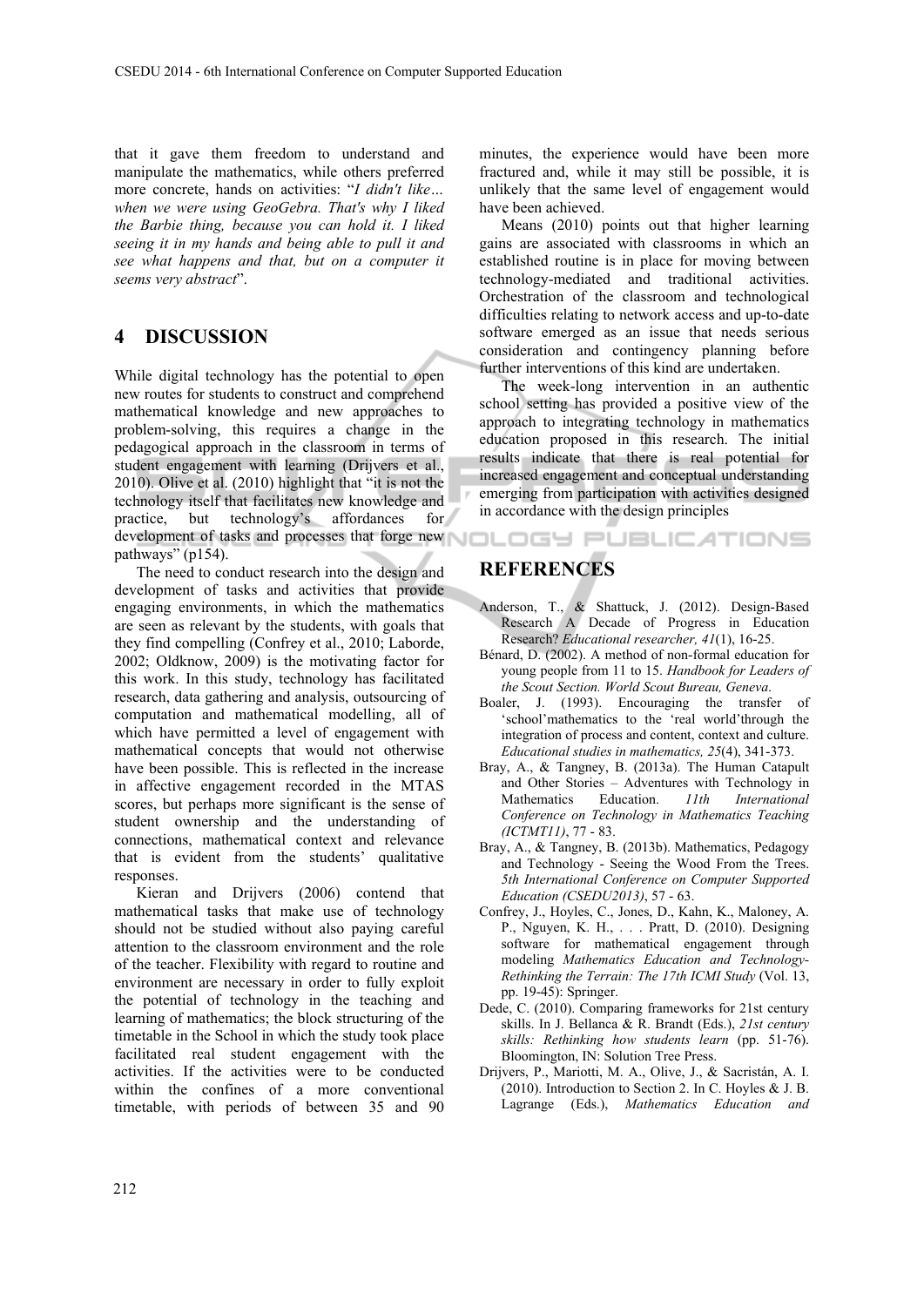that it gave them freedom to understand and manipulate the mathematics, while others preferred more concrete, hands on activities: "*I didn't like… when we were using GeoGebra. That's why I liked the Barbie thing, because you can hold it. I liked seeing it in my hands and being able to pull it and see what happens and that, but on a computer it seems very abstract*".

## 4 DISCUSSION

While digital technology has the potential to open new routes for students to construct and comprehend mathematical knowledge and new approaches to problem-solving, this requires a change in the pedagogical approach in the classroom in terms of student engagement with learning (Drijvers et al., 2010). Olive et al. (2010) highlight that "it is not the technology itself that facilitates new knowledge and practice, but technology's affordances for development of tasks and processes that forge new pathways" (p154).

The need to conduct research into the design and development of tasks and activities that provide engaging environments, in which the mathematics are seen as relevant by the students, with goals that they find compelling (Confrey et al., 2010; Laborde, 2002; Oldknow, 2009) is the motivating factor for this work. In this study, technology has facilitated research, data gathering and analysis, outsourcing of computation and mathematical modelling, all of which have permitted a level of engagement with mathematical concepts that would not otherwise have been possible. This is reflected in the increase in affective engagement recorded in the MTAS scores, but perhaps more significant is the sense of student ownership and the understanding of connections, mathematical context and relevance that is evident from the students' qualitative responses.

Kieran and Drijvers (2006) contend that mathematical tasks that make use of technology should not be studied without also paying careful attention to the classroom environment and the role of the teacher. Flexibility with regard to routine and environment are necessary in order to fully exploit the potential of technology in the teaching and learning of mathematics; the block structuring of the timetable in the School in which the study took place facilitated real student engagement with the activities. If the activities were to be conducted within the confines of a more conventional timetable, with periods of between 35 and 90 minutes, the experience would have been more fractured and, while it may still be possible, it is unlikely that the same level of engagement would have been achieved.

Means (2010) points out that higher learning gains are associated with classrooms in which an established routine is in place for moving between technology-mediated and traditional activities. Orchestration of the classroom and technological difficulties relating to network access and up-to-date software emerged as an issue that needs serious consideration and contingency planning before further interventions of this kind are undertaken.

The week-long intervention in an authentic school setting has provided a positive view of the approach to integrating technology in mathematics education proposed in this research. The initial results indicate that there is real potential for increased engagement and conceptual understanding emerging from participation with activities designed in accordance with the design principles

## REFERENCES

Anderson, T., & Shattuck, J. (2012). Design-Based Research A Decade of Progress in Education Research? *Educational researcher, 41*(1), 16-25.

Bénard, D. (2002). A method of non-formal education for young people from 11 to 15. *Handbook for Leaders of the Scout Section. World Scout Bureau, Geneva*.

Boaler, J. (1993). Encouraging the transfer of 'school'mathematics to the 'real world'through the integration of process and content, context and culture. *Educational studies in mathematics, 25*(4), 341-373.

Bray, A., & Tangney, B. (2013a). The Human Catapult and Other Stories – Adventures with Technology in Mathematics Education. *11th International Conference on Technology in Mathematics Teaching (ICTMT11)*, 77 - 83.

Bray, A., & Tangney, B. (2013b). Mathematics, Pedagogy and Technology - Seeing the Wood From the Trees. *5th International Conference on Computer Supported Education (CSEDU2013)*, 57 - 63.

Confrey, J., Hoyles, C., Jones, D., Kahn, K., Maloney, A. P., Nguyen, K. H., . . . Pratt, D. (2010). Designing software for mathematical engagement through modeling *Mathematics Education and Technology-Rethinking the Terrain: The 17th ICMI Study* (Vol. 13, pp. 19-45): Springer.

Dede, C. (2010). Comparing frameworks for 21st century skills. In J. Bellanca & R. Brandt (Eds.), *21st century skills: Rethinking how students learn* (pp. 51-76). Bloomington, IN: Solution Tree Press.

Drijvers, P., Mariotti, M. A., Olive, J., & Sacristán, A. I. (2010). Introduction to Section 2. In C. Hoyles & J. B. Lagrange (Eds.), *Mathematics Education and*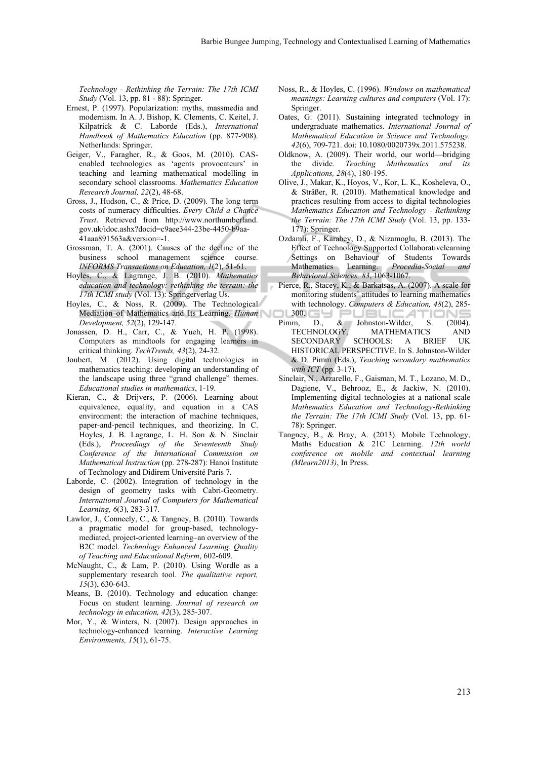*Technology - Rethinking the Terrain: The 17th ICMI Study* (Vol. 13, pp. 81 - 88): Springer.

Ernest, P. (1997). Popularization: myths, massmedia and modernism. In A. J. Bishop, K. Clements, C. Keitel, J. Kilpatrick & C. Laborde (Eds.), *International Handbook of Mathematics Education* (pp. 877-908). Netherlands: Springer.

Geiger, V., Faragher, R., & Goos, M. (2010). CAS-enabled technologies as 'agents provocateurs' in teaching and learning mathematical modelling in secondary school classrooms. *Mathematics Education Research Journal, 22*(2), 48-68.

Gross, J., Hudson, C., & Price, D. (2009). The long term costs of numeracy difficulties. *Every Child a Chance Trust*. Retrieved from http://www.northumberland.gov.uk/idoc.ashx?docid=c9aee344-23be-4450-b9aa-41aaa891563a&version=-1.

Grossman, T. A. (2001). Causes of the decline of the business school management science course. *INFORMS Transactions on Education, 1*(2), 51-61.

Hoyles, C., & Lagrange, J. B. (2010). *Mathematics education and technology: rethinking the terrain: the 17th ICMI study* (Vol. 13): Springerverlag Us.

Hoyles, C., & Noss, R. (2009). The Technological Mediation of Mathematics and Its Learning. *Human Development, 52*(2), 129-147.

Jonassen, D. H., Carr, C., & Yueh, H. P. (1998). Computers as mindtools for engaging learners in critical thinking. *TechTrends, 43*(2), 24-32.

Joubert, M. (2012). Using digital technologies in mathematics teaching: developing an understanding of the landscape using three "grand challenge" themes. *Educational studies in mathematics*, 1-19.

Kieran, C., & Drijvers, P. (2006). Learning about equivalence, equality, and equation in a CAS environment: the interaction of machine techniques, paper-and-pencil techniques, and theorizing. In C. Hoyles, J. B. Lagrange, L. H. Son & N. Sinclair (Eds.), *Proceedings of the Seventeenth Study Conference of the International Commission on Mathematical Instruction* (pp. 278-287): Hanoi Institute of Technology and Didirem Université Paris 7.

Laborde, C. (2002). Integration of technology in the design of geometry tasks with Cabri-Geometry. *International Journal of Computers for Mathematical Learning, 6*(3), 283-317.

Lawlor, J., Conneely, C., & Tangney, B. (2010). Towards a pragmatic model for group-based, technology-mediated, project-oriented learning–an overview of the B2C model. *Technology Enhanced Learning. Quality of Teaching and Educational Reform*, 602-609.

McNaught, C., & Lam, P. (2010). Using Wordle as a supplementary research tool. *The qualitative report, 15*(3), 630-643.

Means, B. (2010). Technology and education change: Focus on student learning. *Journal of research on technology in education, 42*(3), 285-307.

Mor, Y., & Winters, N. (2007). Design approaches in technology-enhanced learning. *Interactive Learning Environments, 15*(1), 61-75.

Noss, R., & Hoyles, C. (1996). *Windows on mathematical meanings: Learning cultures and computers* (Vol. 17): Springer.

Oates, G. (2011). Sustaining integrated technology in undergraduate mathematics. *International Journal of Mathematical Education in Science and Technology, 42*(6), 709-721. doi: 10.1080/0020739x.2011.575238.

Oldknow, A. (2009). Their world, our world—bridging the divide. *Teaching Mathematics and its Applications, 28*(4), 180-195.

Olive, J., Makar, K., Hoyos, V., Kor, L. K., Kosheleva, O., & Sträßer, R. (2010). Mathematical knowledge and practices resulting from access to digital technologies *Mathematics Education and Technology - Rethinking the Terrain: The 17th ICMI Study* (Vol. 13, pp. 133-177): Springer.

Ozdamli, F., Karabey, D., & Nizamoglu, B. (2013). The Effect of Technology Supported Collaborativelearning Settings on Behaviour of Students Towards Mathematics Learning. *Procedia-Social and Behavioral Sciences, 83*, 1063-1067.

Pierce, R., Stacey, K., & Barkatsas, A. (2007). A scale for monitoring students' attitudes to learning mathematics with technology. *Computers & Education, 48*(2), 285-300.

Pimm, D., & Johnston-Wilder, S. (2004). TECHNOLOGY, MATHEMATICS AND SECONDARY SCHOOLS: A BRIEF UK HISTORICAL PERSPECTIVE. In S. Johnston-Wilder & D. Pimm (Eds.), *Teaching secondary mathematics with ICT* (pp. 3-17).

Sinclair, N., Arzarello, F., Gaisman, M. T., Lozano, M. D., Dagiene, V., Behrooz, E., & Jackiw, N. (2010). Implementing digital technologies at a national scale *Mathematics Education and Technology-Rethinking the Terrain: The 17th ICMI Study* (Vol. 13, pp. 61-78): Springer.

Tangney, B., & Bray, A. (2013). Mobile Technology, Maths Education & 21C Learning. *12th world conference on mobile and contextual learning (Mlearn2013)*, In Press.